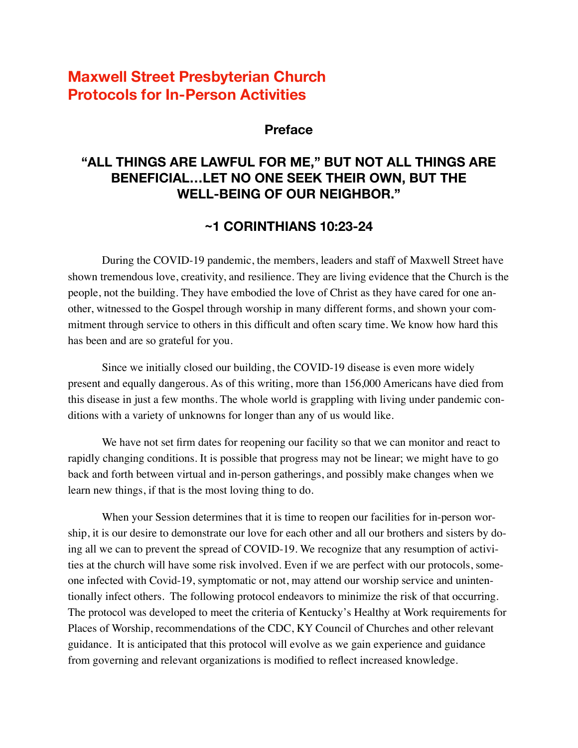# Maxwell Street Presbyterian Church
# Protocols for In-Person Activities

## Preface

### "ALL THINGS ARE LAWFUL FOR ME," BUT NOT ALL THINGS ARE BENEFICIAL…LET NO ONE SEEK THEIR OWN, BUT THE WELL-BEING OF OUR NEIGHBOR."

### ~1 CORINTHIANS 10:23-24

During the COVID-19 pandemic, the members, leaders and staff of Maxwell Street have shown tremendous love, creativity, and resilience. They are living evidence that the Church is the people, not the building. They have embodied the love of Christ as they have cared for one another, witnessed to the Gospel through worship in many different forms, and shown your commitment through service to others in this difficult and often scary time. We know how hard this has been and are so grateful for you.

Since we initially closed our building, the COVID-19 disease is even more widely present and equally dangerous. As of this writing, more than 156,000 Americans have died from this disease in just a few months. The whole world is grappling with living under pandemic conditions with a variety of unknowns for longer than any of us would like.

We have not set firm dates for reopening our facility so that we can monitor and react to rapidly changing conditions. It is possible that progress may not be linear; we might have to go back and forth between virtual and in-person gatherings, and possibly make changes when we learn new things, if that is the most loving thing to do.

When your Session determines that it is time to reopen our facilities for in-person worship, it is our desire to demonstrate our love for each other and all our brothers and sisters by doing all we can to prevent the spread of COVID-19. We recognize that any resumption of activities at the church will have some risk involved. Even if we are perfect with our protocols, someone infected with Covid-19, symptomatic or not, may attend our worship service and unintentionally infect others. The following protocol endeavors to minimize the risk of that occurring. The protocol was developed to meet the criteria of Kentucky's Healthy at Work requirements for Places of Worship, recommendations of the CDC, KY Council of Churches and other relevant guidance. It is anticipated that this protocol will evolve as we gain experience and guidance from governing and relevant organizations is modified to reflect increased knowledge.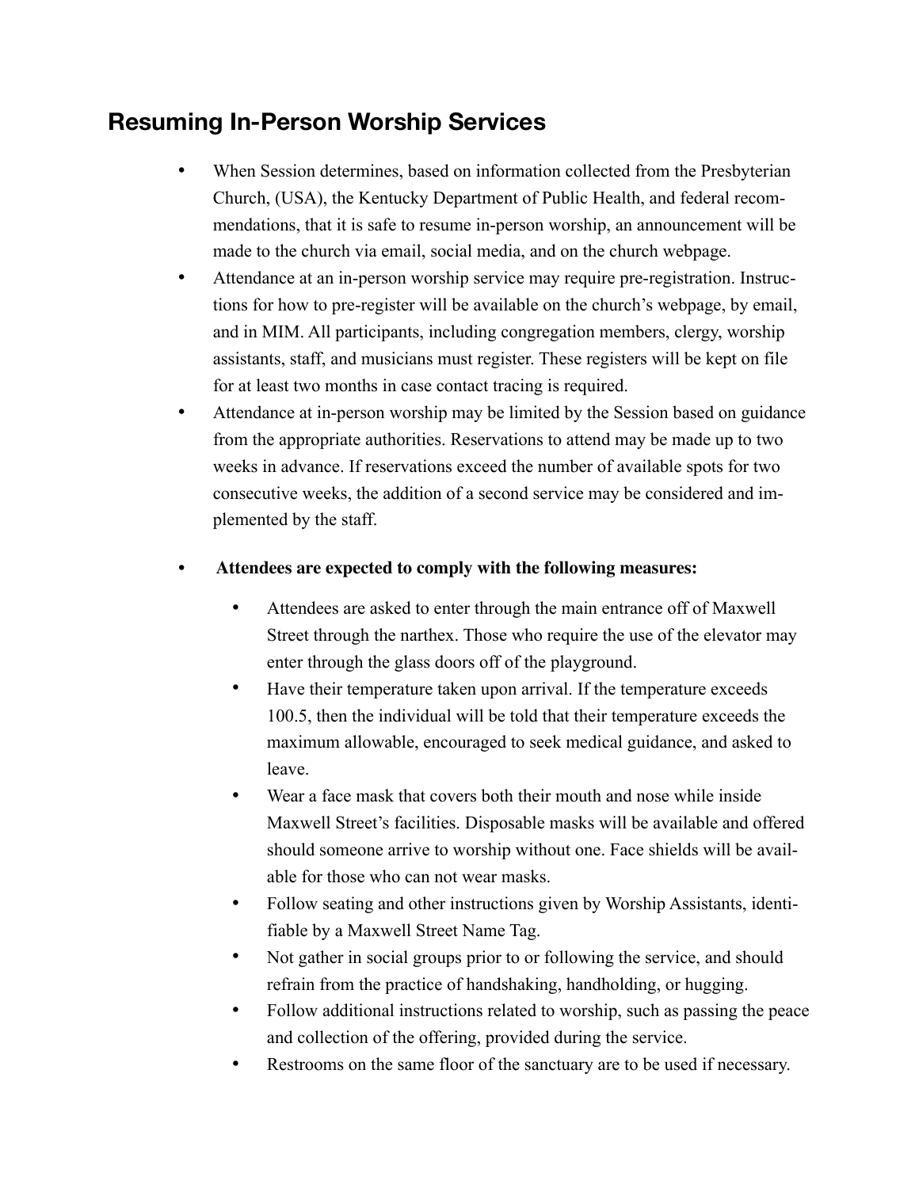## Resuming In-Person Worship Services

- When Session determines, based on information collected from the Presbyterian Church, (USA), the Kentucky Department of Public Health, and federal recommendations, that it is safe to resume in-person worship, an announcement will be made to the church via email, social media, and on the church webpage.
- Attendance at an in-person worship service may require pre-registration. Instructions for how to pre-register will be available on the church's webpage, by email, and in MIM. All participants, including congregation members, clergy, worship assistants, staff, and musicians must register. These registers will be kept on file for at least two months in case contact tracing is required.
- Attendance at in-person worship may be limited by the Session based on guidance from the appropriate authorities. Reservations to attend may be made up to two weeks in advance. If reservations exceed the number of available spots for two consecutive weeks, the addition of a second service may be considered and implemented by the staff.
- **Attendees are expected to comply with the following measures:**
    - Attendees are asked to enter through the main entrance off of Maxwell Street through the narthex. Those who require the use of the elevator may enter through the glass doors off of the playground.
    - Have their temperature taken upon arrival. If the temperature exceeds 100.5, then the individual will be told that their temperature exceeds the maximum allowable, encouraged to seek medical guidance, and asked to leave.
    - Wear a face mask that covers both their mouth and nose while inside Maxwell Street's facilities. Disposable masks will be available and offered should someone arrive to worship without one. Face shields will be available for those who can not wear masks.
    - Follow seating and other instructions given by Worship Assistants, identifiable by a Maxwell Street Name Tag.
    - Not gather in social groups prior to or following the service, and should refrain from the practice of handshaking, handholding, or hugging.
    - Follow additional instructions related to worship, such as passing the peace and collection of the offering, provided during the service.
    - Restrooms on the same floor of the sanctuary are to be used if necessary.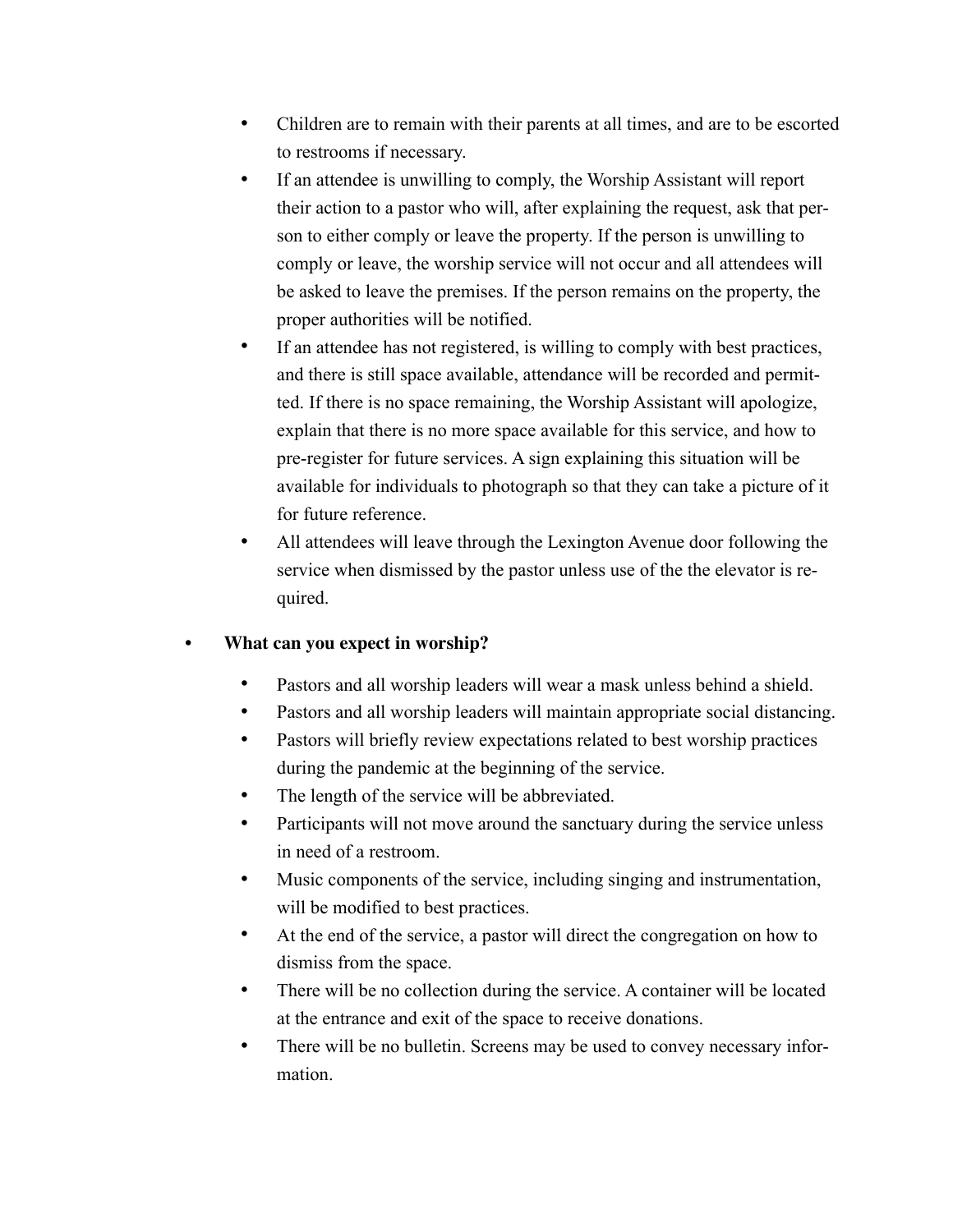- Children are to remain with their parents at all times, and are to be escorted to restrooms if necessary.
- If an attendee is unwilling to comply, the Worship Assistant will report their action to a pastor who will, after explaining the request, ask that person to either comply or leave the property. If the person is unwilling to comply or leave, the worship service will not occur and all attendees will be asked to leave the premises. If the person remains on the property, the proper authorities will be notified.
- If an attendee has not registered, is willing to comply with best practices, and there is still space available, attendance will be recorded and permitted. If there is no space remaining, the Worship Assistant will apologize, explain that there is no more space available for this service, and how to pre-register for future services. A sign explaining this situation will be available for individuals to photograph so that they can take a picture of it for future reference.
- All attendees will leave through the Lexington Avenue door following the service when dismissed by the pastor unless use of the the elevator is required.

- **What can you expect in worship?**
  - Pastors and all worship leaders will wear a mask unless behind a shield.
  - Pastors and all worship leaders will maintain appropriate social distancing.
  - Pastors will briefly review expectations related to best worship practices during the pandemic at the beginning of the service.
  - The length of the service will be abbreviated.
  - Participants will not move around the sanctuary during the service unless in need of a restroom.
  - Music components of the service, including singing and instrumentation, will be modified to best practices.
  - At the end of the service, a pastor will direct the congregation on how to dismiss from the space.
  - There will be no collection during the service. A container will be located at the entrance and exit of the space to receive donations.
  - There will be no bulletin. Screens may be used to convey necessary information.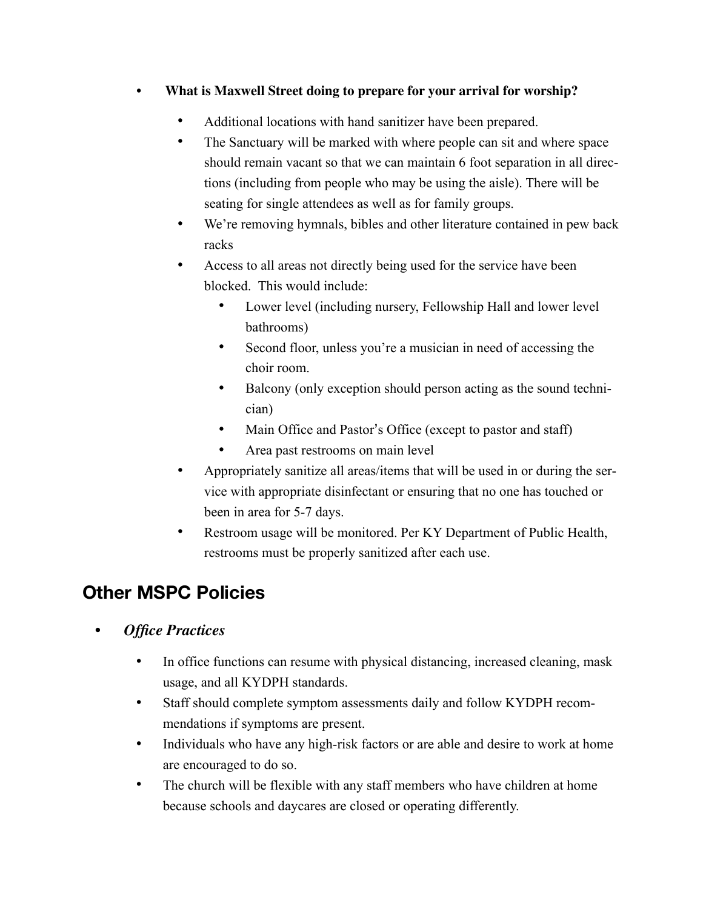- **What is Maxwell Street doing to prepare for your arrival for worship?**
    - Additional locations with hand sanitizer have been prepared.
    - The Sanctuary will be marked with where people can sit and where space should remain vacant so that we can maintain 6 foot separation in all directions (including from people who may be using the aisle). There will be seating for single attendees as well as for family groups.
    - We're removing hymnals, bibles and other literature contained in pew back racks
    - Access to all areas not directly being used for the service have been blocked. This would include:
        - Lower level (including nursery, Fellowship Hall and lower level bathrooms)
        - Second floor, unless you're a musician in need of accessing the choir room.
        - Balcony (only exception should person acting as the sound technician)
        - Main Office and Pastor's Office (except to pastor and staff)
        - Area past restrooms on main level
    - Appropriately sanitize all areas/items that will be used in or during the service with appropriate disinfectant or ensuring that no one has touched or been in area for 5-7 days.
    - Restroom usage will be monitored. Per KY Department of Public Health, restrooms must be properly sanitized after each use.

## Other MSPC Policies

- ***Office Practices***
    - In office functions can resume with physical distancing, increased cleaning, mask usage, and all KYDPH standards.
    - Staff should complete symptom assessments daily and follow KYDPH recommendations if symptoms are present.
    - Individuals who have any high-risk factors or are able and desire to work at home are encouraged to do so.
    - The church will be flexible with any staff members who have children at home because schools and daycares are closed or operating differently.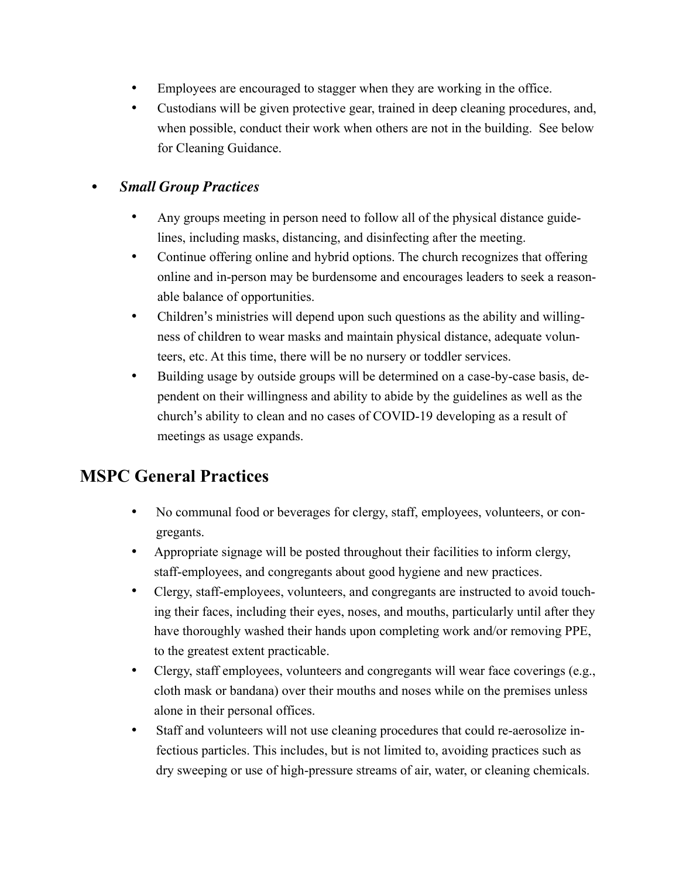- Employees are encouraged to stagger when they are working in the office.
- Custodians will be given protective gear, trained in deep cleaning procedures, and, when possible, conduct their work when others are not in the building. See below for Cleaning Guidance.

- ***Small Group Practices***

  - Any groups meeting in person need to follow all of the physical distance guidelines, including masks, distancing, and disinfecting after the meeting.
  - Continue offering online and hybrid options. The church recognizes that offering online and in-person may be burdensome and encourages leaders to seek a reasonable balance of opportunities.
  - Children's ministries will depend upon such questions as the ability and willingness of children to wear masks and maintain physical distance, adequate volunteers, etc. At this time, there will be no nursery or toddler services.
  - Building usage by outside groups will be determined on a case-by-case basis, dependent on their willingness and ability to abide by the guidelines as well as the church's ability to clean and no cases of COVID-19 developing as a result of meetings as usage expands.

## MSPC General Practices

- No communal food or beverages for clergy, staff, employees, volunteers, or congregants.
- Appropriate signage will be posted throughout their facilities to inform clergy, staff-employees, and congregants about good hygiene and new practices.
- Clergy, staff-employees, volunteers, and congregants are instructed to avoid touching their faces, including their eyes, noses, and mouths, particularly until after they have thoroughly washed their hands upon completing work and/or removing PPE, to the greatest extent practicable.
- Clergy, staff employees, volunteers and congregants will wear face coverings (e.g., cloth mask or bandana) over their mouths and noses while on the premises unless alone in their personal offices.
- Staff and volunteers will not use cleaning procedures that could re-aerosolize infectious particles. This includes, but is not limited to, avoiding practices such as dry sweeping or use of high-pressure streams of air, water, or cleaning chemicals.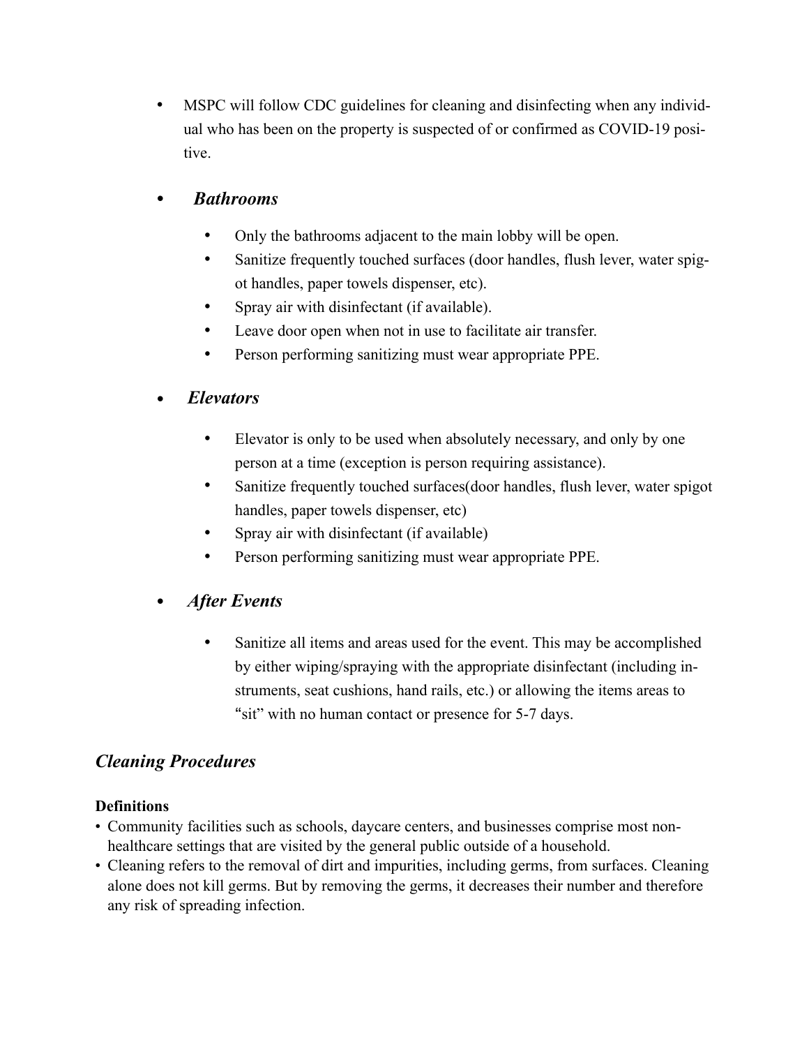- MSPC will follow CDC guidelines for cleaning and disinfecting when any individual who has been on the property is suspected of or confirmed as COVID-19 positive.

- ***Bathrooms***
  - Only the bathrooms adjacent to the main lobby will be open.
  - Sanitize frequently touched surfaces (door handles, flush lever, water spigot handles, paper towels dispenser, etc).
  - Spray air with disinfectant (if available).
  - Leave door open when not in use to facilitate air transfer.
  - Person performing sanitizing must wear appropriate PPE.

- ***Elevators***
  - Elevator is only to be used when absolutely necessary, and only by one person at a time (exception is person requiring assistance).
  - Sanitize frequently touched surfaces(door handles, flush lever, water spigot handles, paper towels dispenser, etc)
  - Spray air with disinfectant (if available)
  - Person performing sanitizing must wear appropriate PPE.

- ***After Events***
  - Sanitize all items and areas used for the event. This may be accomplished by either wiping/spraying with the appropriate disinfectant (including instruments, seat cushions, hand rails, etc.) or allowing the items areas to "sit" with no human contact or presence for 5-7 days.

## *Cleaning Procedures*

**Definitions**

- Community facilities such as schools, daycare centers, and businesses comprise most non-healthcare settings that are visited by the general public outside of a household.
- Cleaning refers to the removal of dirt and impurities, including germs, from surfaces. Cleaning alone does not kill germs. But by removing the germs, it decreases their number and therefore any risk of spreading infection.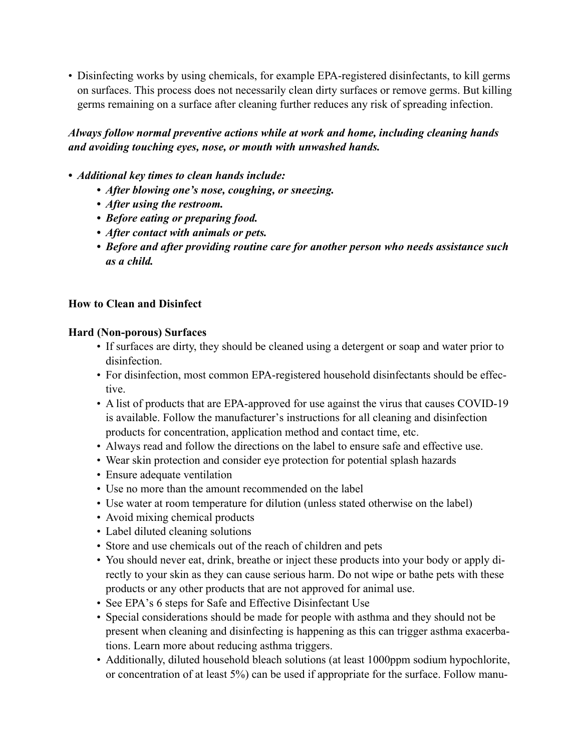- Disinfecting works by using chemicals, for example EPA-registered disinfectants, to kill germs on surfaces. This process does not necessarily clean dirty surfaces or remove germs. But killing germs remaining on a surface after cleaning further reduces any risk of spreading infection.

***Always follow normal preventive actions while at work and home, including cleaning hands and avoiding touching eyes, nose, or mouth with unwashed hands.***

- ***Additional key times to clean hands include:***
  - ***After blowing one's nose, coughing, or sneezing.***
  - ***After using the restroom.***
  - ***Before eating or preparing food.***
  - ***After contact with animals or pets.***
  - ***Before and after providing routine care for another person who needs assistance such as a child.***

**How to Clean and Disinfect**

**Hard (Non-porous) Surfaces**

- If surfaces are dirty, they should be cleaned using a detergent or soap and water prior to disinfection.
- For disinfection, most common EPA-registered household disinfectants should be effective.
- A list of products that are EPA-approved for use against the virus that causes COVID-19 is available. Follow the manufacturer's instructions for all cleaning and disinfection products for concentration, application method and contact time, etc.
- Always read and follow the directions on the label to ensure safe and effective use.
- Wear skin protection and consider eye protection for potential splash hazards
- Ensure adequate ventilation
- Use no more than the amount recommended on the label
- Use water at room temperature for dilution (unless stated otherwise on the label)
- Avoid mixing chemical products
- Label diluted cleaning solutions
- Store and use chemicals out of the reach of children and pets
- You should never eat, drink, breathe or inject these products into your body or apply directly to your skin as they can cause serious harm. Do not wipe or bathe pets with these products or any other products that are not approved for animal use.
- See EPA's 6 steps for Safe and Effective Disinfectant Use
- Special considerations should be made for people with asthma and they should not be present when cleaning and disinfecting is happening as this can trigger asthma exacerbations. Learn more about reducing asthma triggers.
- Additionally, diluted household bleach solutions (at least 1000ppm sodium hypochlorite, or concentration of at least 5%) can be used if appropriate for the surface. Follow manu-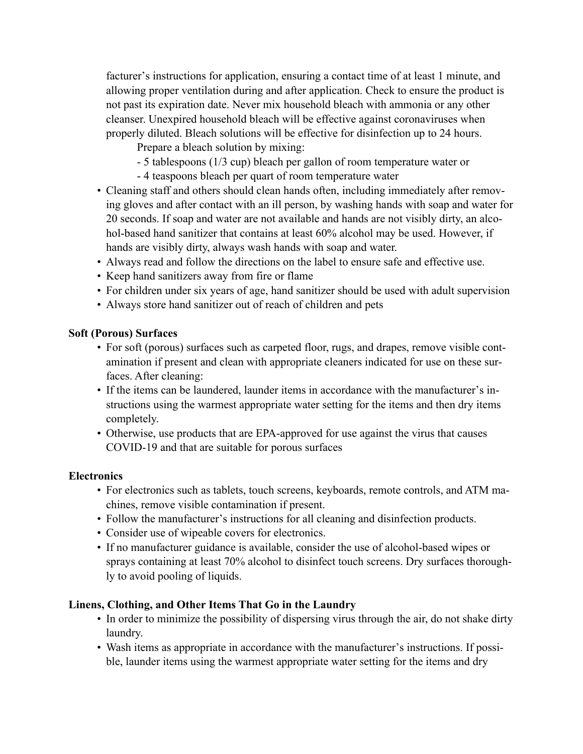facturer's instructions for application, ensuring a contact time of at least 1 minute, and allowing proper ventilation during and after application. Check to ensure the product is not past its expiration date. Never mix household bleach with ammonia or any other cleanser. Unexpired household bleach will be effective against coronaviruses when properly diluted. Bleach solutions will be effective for disinfection up to 24 hours.

  Prepare a bleach solution by mixing:

  - 5 tablespoons (1/3 cup) bleach per gallon of room temperature water or
  - 4 teaspoons bleach per quart of room temperature water

- Cleaning staff and others should clean hands often, including immediately after removing gloves and after contact with an ill person, by washing hands with soap and water for 20 seconds. If soap and water are not available and hands are not visibly dirty, an alcohol-based hand sanitizer that contains at least 60% alcohol may be used. However, if hands are visibly dirty, always wash hands with soap and water.
- Always read and follow the directions on the label to ensure safe and effective use.
- Keep hand sanitizers away from fire or flame
- For children under six years of age, hand sanitizer should be used with adult supervision
- Always store hand sanitizer out of reach of children and pets

**Soft (Porous) Surfaces**

- For soft (porous) surfaces such as carpeted floor, rugs, and drapes, remove visible contamination if present and clean with appropriate cleaners indicated for use on these surfaces. After cleaning:
- If the items can be laundered, launder items in accordance with the manufacturer's instructions using the warmest appropriate water setting for the items and then dry items completely.
- Otherwise, use products that are EPA-approved for use against the virus that causes COVID-19 and that are suitable for porous surfaces

**Electronics**

- For electronics such as tablets, touch screens, keyboards, remote controls, and ATM machines, remove visible contamination if present.
- Follow the manufacturer's instructions for all cleaning and disinfection products.
- Consider use of wipeable covers for electronics.
- If no manufacturer guidance is available, consider the use of alcohol-based wipes or sprays containing at least 70% alcohol to disinfect touch screens. Dry surfaces thoroughly to avoid pooling of liquids.

**Linens, Clothing, and Other Items That Go in the Laundry**

- In order to minimize the possibility of dispersing virus through the air, do not shake dirty laundry.
- Wash items as appropriate in accordance with the manufacturer's instructions. If possible, launder items using the warmest appropriate water setting for the items and dry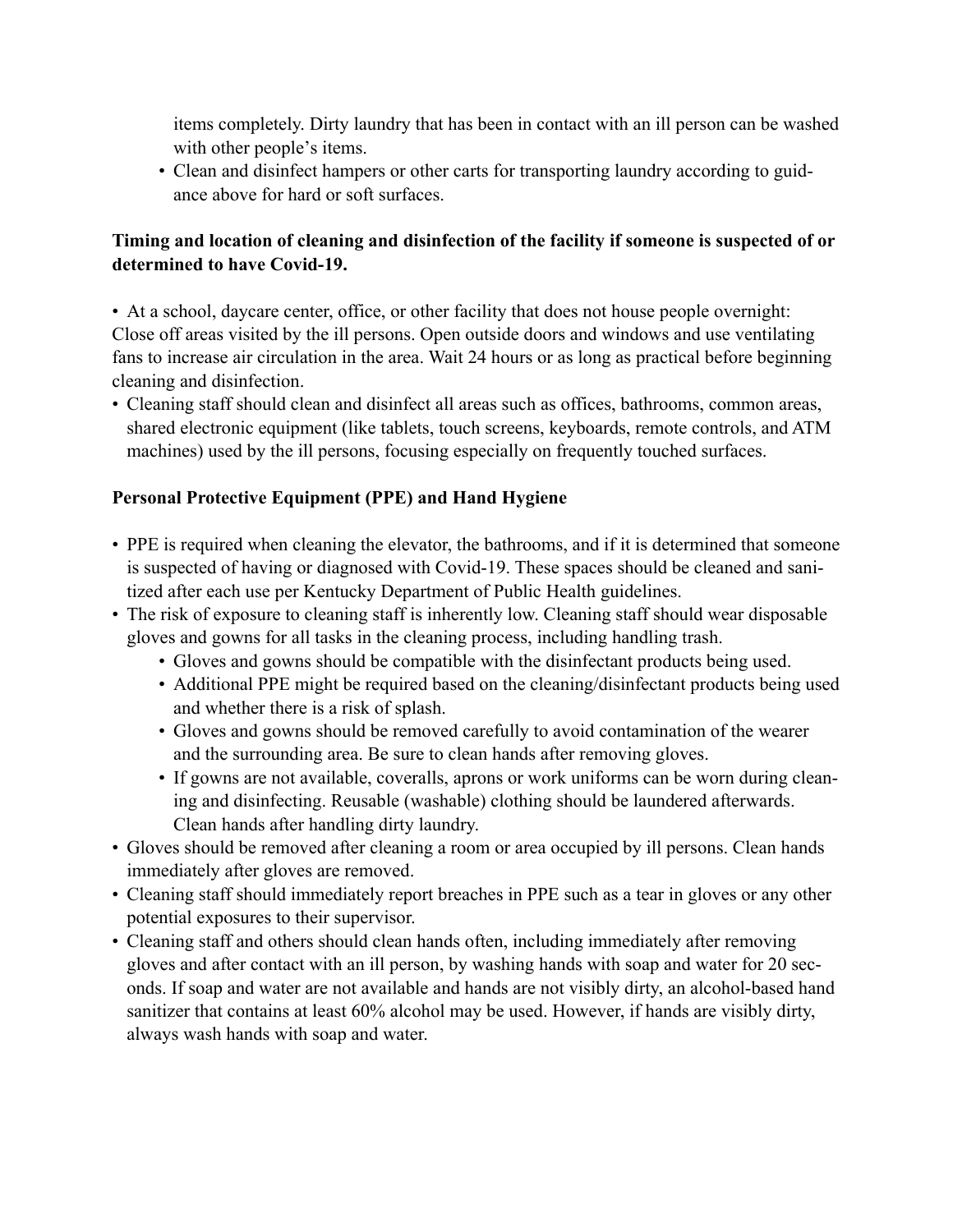items completely. Dirty laundry that has been in contact with an ill person can be washed with other people's items.

- Clean and disinfect hampers or other carts for transporting laundry according to guidance above for hard or soft surfaces.

**Timing and location of cleaning and disinfection of the facility if someone is suspected of or determined to have Covid-19.**

- At a school, daycare center, office, or other facility that does not house people overnight: Close off areas visited by the ill persons. Open outside doors and windows and use ventilating fans to increase air circulation in the area. Wait 24 hours or as long as practical before beginning cleaning and disinfection.
- Cleaning staff should clean and disinfect all areas such as offices, bathrooms, common areas, shared electronic equipment (like tablets, touch screens, keyboards, remote controls, and ATM machines) used by the ill persons, focusing especially on frequently touched surfaces.

**Personal Protective Equipment (PPE) and Hand Hygiene**

- PPE is required when cleaning the elevator, the bathrooms, and if it is determined that someone is suspected of having or diagnosed with Covid-19. These spaces should be cleaned and sanitized after each use per Kentucky Department of Public Health guidelines.
- The risk of exposure to cleaning staff is inherently low. Cleaning staff should wear disposable gloves and gowns for all tasks in the cleaning process, including handling trash.
    - Gloves and gowns should be compatible with the disinfectant products being used.
    - Additional PPE might be required based on the cleaning/disinfectant products being used and whether there is a risk of splash.
    - Gloves and gowns should be removed carefully to avoid contamination of the wearer and the surrounding area. Be sure to clean hands after removing gloves.
    - If gowns are not available, coveralls, aprons or work uniforms can be worn during cleaning and disinfecting. Reusable (washable) clothing should be laundered afterwards. Clean hands after handling dirty laundry.
- Gloves should be removed after cleaning a room or area occupied by ill persons. Clean hands immediately after gloves are removed.
- Cleaning staff should immediately report breaches in PPE such as a tear in gloves or any other potential exposures to their supervisor.
- Cleaning staff and others should clean hands often, including immediately after removing gloves and after contact with an ill person, by washing hands with soap and water for 20 seconds. If soap and water are not available and hands are not visibly dirty, an alcohol-based hand sanitizer that contains at least 60% alcohol may be used. However, if hands are visibly dirty, always wash hands with soap and water.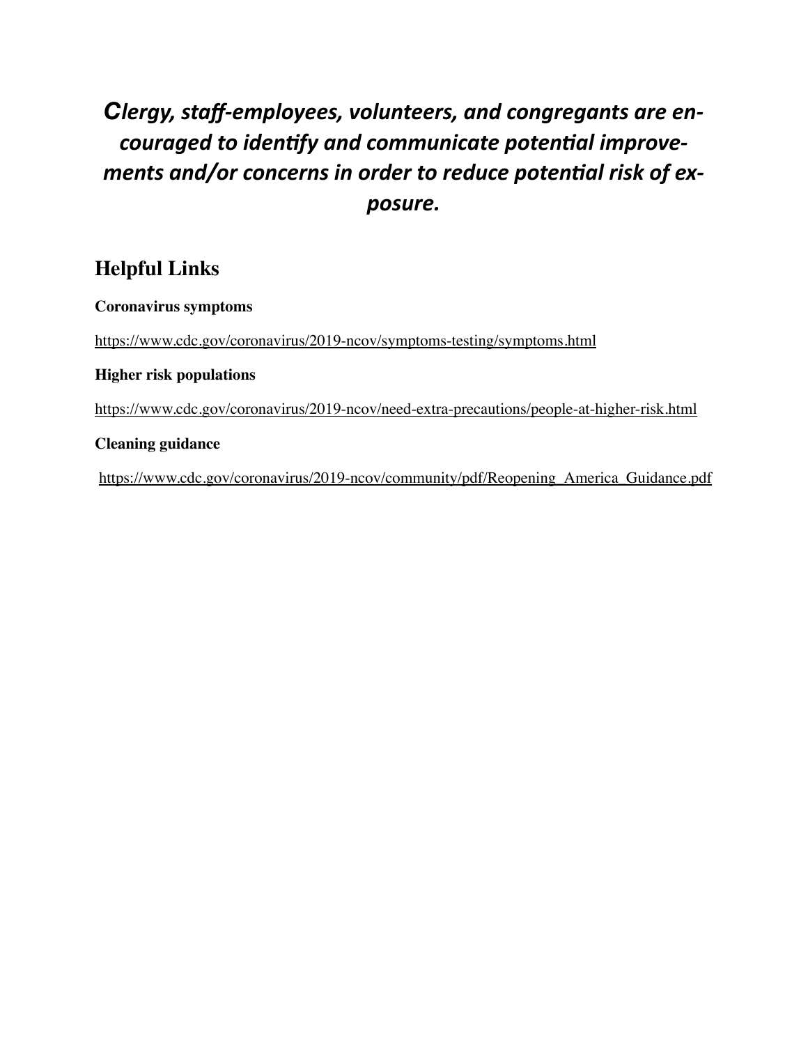***Clergy, staff-employees, volunteers, and congregants are encouraged to identify and communicate potential improvements and/or concerns in order to reduce potential risk of exposure.***

## Helpful Links

**Coronavirus symptoms**

https://www.cdc.gov/coronavirus/2019-ncov/symptoms-testing/symptoms.html

**Higher risk populations**

https://www.cdc.gov/coronavirus/2019-ncov/need-extra-precautions/people-at-higher-risk.html

**Cleaning guidance**

https://www.cdc.gov/coronavirus/2019-ncov/community/pdf/Reopening_America_Guidance.pdf